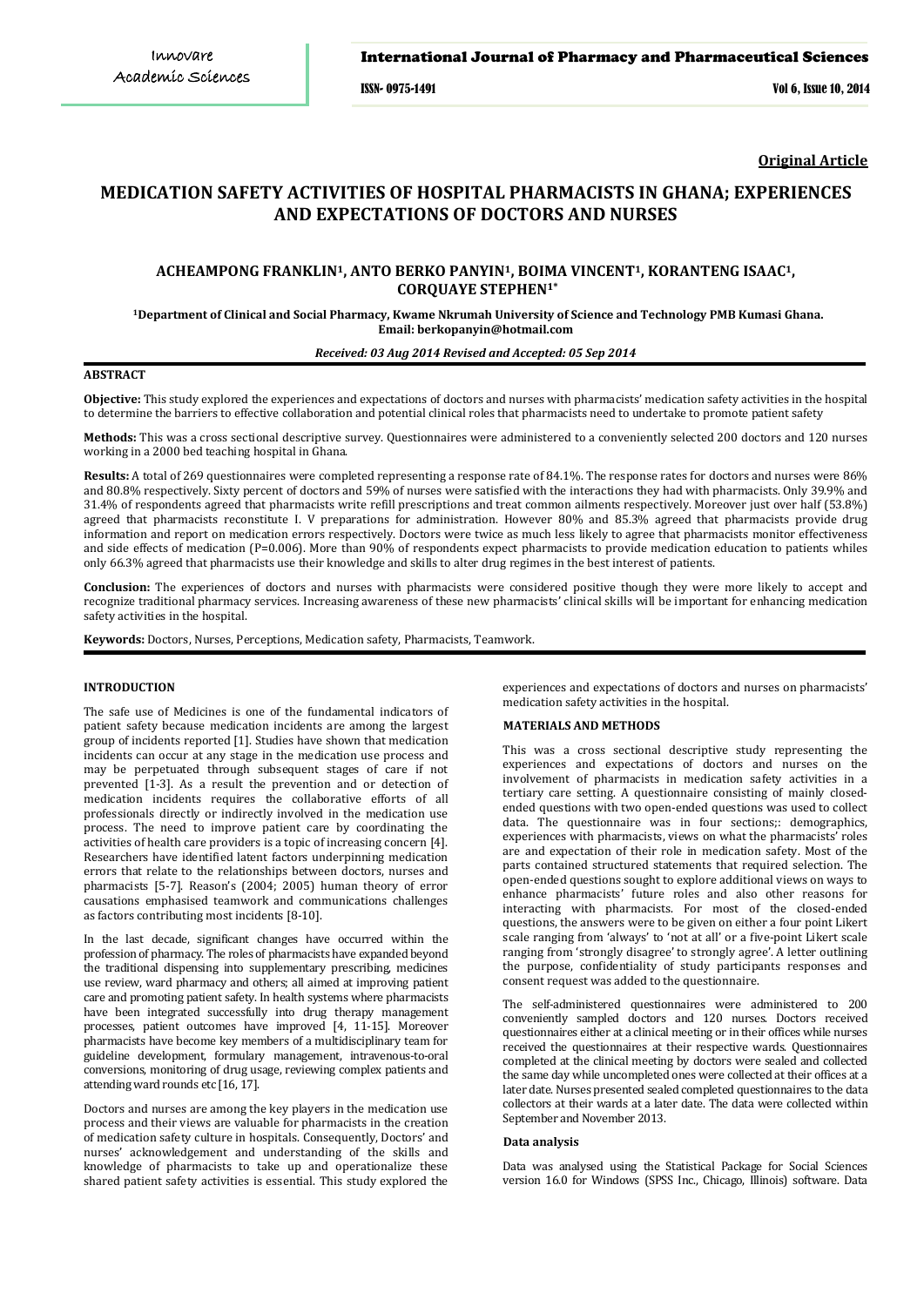**Original Article**

# MEDICATION SAFETY ACTIVITIES OF HOSPITAL PHARMACISTS IN GHANA; EXPERIENCES AND EXPECTATIONS OF DOCTORS AND NURSES

**ACHEAMPONG FRANKLIN[1], ANTO BERKO PANYIN[1], BOIMA VINCENT[1], KORANTENG ISAAC[1], CORQUAYE STEPHEN[1*]**

**[1]Department of Clinical and Social Pharmacy, Kwame Nkrumah University of Science and Technology PMB Kumasi Ghana. Email: berkopanyin@hotmail.com**

*Received: 03 Aug 2014 Revised and Accepted: 05 Sep 2014*

## ABSTRACT

**Objective:** This study explored the experiences and expectations of doctors and nurses with pharmacists' medication safety activities in the hospital to determine the barriers to effective collaboration and potential clinical roles that pharmacists need to undertake to promote patient safety

**Methods:** This was a cross sectional descriptive survey. Questionnaires were administered to a conveniently selected 200 doctors and 120 nurses working in a 2000 bed teaching hospital in Ghana.

**Results:** A total of 269 questionnaires were completed representing a response rate of 84.1%. The response rates for doctors and nurses were 86% and 80.8% respectively. Sixty percent of doctors and 59% of nurses were satisfied with the interactions they had with pharmacists. Only 39.9% and 31.4% of respondents agreed that pharmacists write refill prescriptions and treat common ailments respectively. Moreover just over half (53.8%) agreed that pharmacists reconstitute I. V preparations for administration. However 80% and 85.3% agreed that pharmacists provide drug information and report on medication errors respectively. Doctors were twice as much less likely to agree that pharmacists monitor effectiveness and side effects of medication (P=0.006). More than 90% of respondents expect pharmacists to provide medication education to patients whiles only 66.3% agreed that pharmacists use their knowledge and skills to alter drug regimes in the best interest of patients.

**Conclusion:** The experiences of doctors and nurses with pharmacists were considered positive though they were more likely to accept and recognize traditional pharmacy services. Increasing awareness of these new pharmacists' clinical skills will be important for enhancing medication safety activities in the hospital.

**Keywords:** Doctors, Nurses, Perceptions, Medication safety, Pharmacists, Teamwork.

## INTRODUCTION

The safe use of Medicines is one of the fundamental indicators of patient safety because medication incidents are among the largest group of incidents reported [1]. Studies have shown that medication incidents can occur at any stage in the medication use process and may be perpetuated through subsequent stages of care if not prevented [1-3]. As a result the prevention and or detection of medication incidents requires the collaborative efforts of all professionals directly or indirectly involved in the medication use process. The need to improve patient care by coordinating the activities of health care providers is a topic of increasing concern [4]. Researchers have identified latent factors underpinning medication errors that relate to the relationships between doctors, nurses and pharmacists [5-7]. Reason's (2004; 2005) human theory of error causations emphasised teamwork and communications challenges as factors contributing most incidents [8-10].

In the last decade, significant changes have occurred within the profession of pharmacy. The roles of pharmacists have expanded beyond the traditional dispensing into supplementary prescribing, medicines use review, ward pharmacy and others; all aimed at improving patient care and promoting patient safety. In health systems where pharmacists have been integrated successfully into drug therapy management processes, patient outcomes have improved [4, 11-15]. Moreover pharmacists have become key members of a multidisciplinary team for guideline development, formulary management, intravenous-to-oral conversions, monitoring of drug usage, reviewing complex patients and attending ward rounds etc [16, 17].

Doctors and nurses are among the key players in the medication use process and their views are valuable for pharmacists in the creation of medication safety culture in hospitals. Consequently, Doctors' and nurses' acknowledgement and understanding of the skills and knowledge of pharmacists to take up and operationalize these shared patient safety activities is essential. This study explored the experiences and expectations of doctors and nurses on pharmacists' medication safety activities in the hospital.

## MATERIALS AND METHODS

This was a cross sectional descriptive study representing the experiences and expectations of doctors and nurses on the involvement of pharmacists in medication safety activities in a tertiary care setting. A questionnaire consisting of mainly closed-ended questions with two open-ended questions was used to collect data. The questionnaire was in four sections;: demographics, experiences with pharmacists, views on what the pharmacists' roles are and expectation of their role in medication safety. Most of the parts contained structured statements that required selection. The open-ended questions sought to explore additional views on ways to enhance pharmacists' future roles and also other reasons for interacting with pharmacists. For most of the closed-ended questions, the answers were to be given on either a four point Likert scale ranging from 'always' to 'not at all' or a five-point Likert scale ranging from 'strongly disagree' to strongly agree'. A letter outlining the purpose, confidentiality of study participants responses and consent request was added to the questionnaire.

The self-administered questionnaires were administered to 200 conveniently sampled doctors and 120 nurses. Doctors received questionnaires either at a clinical meeting or in their offices while nurses received the questionnaires at their respective wards. Questionnaires completed at the clinical meeting by doctors were sealed and collected the same day while uncompleted ones were collected at their offices at a later date. Nurses presented sealed completed questionnaires to the data collectors at their wards at a later date. The data were collected within September and November 2013.

### Data analysis

Data was analysed using the Statistical Package for Social Sciences version 16.0 for Windows (SPSS Inc., Chicago, Illinois) software. Data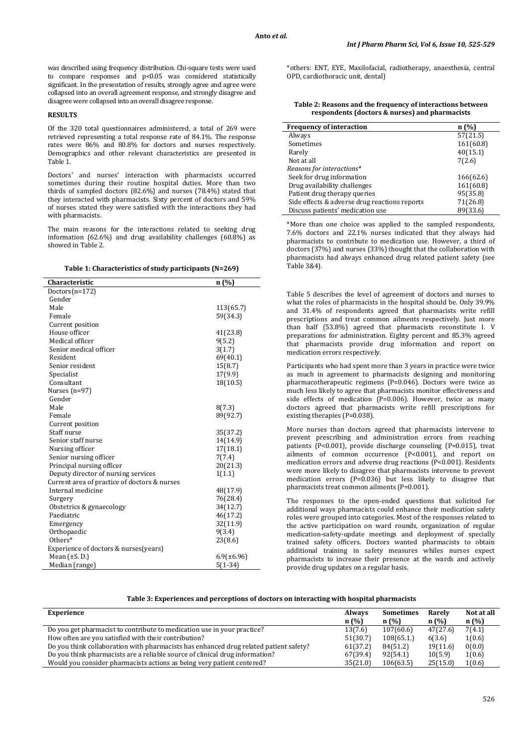was described using frequency distribution. Chi-square tests were used to compare responses and p<0.05 was considered statistically significant. In the presentation of results, strongly agree and agree were collapsed into an overall agreement response, and strongly disagree and disagree were collapsed into an overall disagree response.

## RESULTS

Of the 320 total questionnaires administered, a total of 269 were retrieved representing a total response rate of 84.1%. The response rates were 86% and 80.8% for doctors and nurses respectively. Demographics and other relevant characteristics are presented in Table 1.

Doctors' and nurses' interaction with pharmacists occurred sometimes during their routine hospital duties. More than two thirds of sampled doctors (82.6%) and nurses (78.4%) stated that they interacted with pharmacists. Sixty percent of doctors and 59% of nurses stated they were satisfied with the interactions they had with pharmacists.

The main reasons for the interactions related to seeking drug information (62.6%) and drug availability challenges (60.8%) as showed in Table 2.

**Table 1: Characteristics of study participants (N=269)**

| Characteristic | n (%) |
|---|---|
| Doctors(n=172) | |
| Gender | |
| Male | 113(65.7) |
| Female | 59(34.3) |
| Current position | |
| House officer | 41(23.8) |
| Medical officer | 9(5.2) |
| Senior medical officer | 3(1.7) |
| Resident | 69(40.1) |
| Senior resident | 15(8.7) |
| Specialist | 17(9.9) |
| Consultant | 18(10.5) |
| Nurses (n=97) | |
| Gender | |
| Male | 8(7.3) |
| Female | 89(92.7) |
| Current position | |
| Staff nurse | 35(37.2) |
| Senior staff nurse | 14(14.9) |
| Nursing officer | 17(18.1) |
| Senior nursing officer | 7(7.4) |
| Principal nursing officer | 20(21.3) |
| Deputy director of nursing services | 1(1.1) |
| Current area of practice of doctors & nurses | |
| Internal medicine | 48(17.9) |
| Surgery | 76(28.4) |
| Obstetrics & gynaecology | 34(12.7) |
| Paediatric | 46(17.2) |
| Emergency | 32(11.9) |
| Orthopaedic | 9(3.4) |
| Others* | 23(8.6) |
| Experience of doctors & nurses(years) | |
| Mean (±S. D.) | 6.9(±6.96) |
| Median (range) | 5(1-34) |

*others: ENT, EYE, Maxilofacial, radiotherapy, anaesthesia, central OPD, cardiothoracic unit, dental)

**Table 2: Reasons and the frequency of interactions between respondents (doctors & nurses) and pharmacists**

| Frequency of interaction | n (%) |
|---|---|
| Always | 57(21.5) |
| Sometimes | 161(60.8) |
| Rarely | 40(15.1) |
| Not at all | 7(2.6) |
| *Reasons for interactions** | |
| Seek for drug information | 166(62.6) |
| Drug availability challenges | 161(60.8) |
| Patient drug therapy queries | 95(35.8) |
| Side effects & adverse drug reactions reports | 71(26.8) |
| Discuss patients' medication use | 89(33.6) |

*More than one choice was applied to the sampled respondents, 7.6% doctors and 22.1% nurses indicated that they always had pharmacists to contribute to medication use. However, a third of doctors (37%) and nurses (33%) thought that the collaboration with pharmacists had always enhanced drug related patient safety (see Table 3&4).

Table 5 describes the level of agreement of doctors and nurses to what the roles of pharmacists in the hospital should be. Only 39.9% and 31.4% of respondents agreed that pharmacists write refill prescriptions and treat common ailments respectively. Just more than half (53.8%) agreed that pharmacists reconstitute I. V preparations for administration. Eighty percent and 85.3% agreed that pharmacists provide drug information and report on medication errors respectively.

Participants who had spent more than 3 years in practice were twice as much in agreement to pharmacists designing and monitoring pharmacotherapeutic regimens (P=0.046). Doctors were twice as much less likely to agree that pharmacists monitor effectiveness and side effects of medication (P=0.006). However, twice as many doctors agreed that pharmacists write refill prescriptions for existing therapies (P=0.038).

More nurses than doctors agreed that pharmacists intervene to prevent prescribing and administration errors from reaching patients (P<0.001), provide discharge counseling (P=0.015), treat ailments of common occurrence (P<0.001), and report on medication errors and adverse drug reactions (P<0.001). Residents were more likely to disagree that pharmacists intervene to prevent medication errors (P=0.036) but less likely to disagree that pharmacists treat common ailments (P=0.001).

The responses to the open-ended questions that solicited for additional ways pharmacists could enhance their medication safety roles were grouped into categories. Most of the responses related to the active participation on ward rounds, organization of regular medication-safety-update meetings and deployment of specially trained safety officers. Doctors wanted pharmacists to obtain additional training in safety measures whiles nurses expect pharmacists to increase their presence at the wards and actively provide drug updates on a regular basis.

**Table 3: Experiences and perceptions of doctors on interacting with hospital pharmacists**

| Experience | Always n (%) | Sometimes n (%) | Rarely n (%) | Not at all n (%) |
|---|---|---|---|---|
| Do you get pharmacist to contribute to medication use in your practice? | 13(7.6) | 107(60.6) | 47(27.6) | 7(4.1) |
| How often are you satisfied with their contribution? | 51(30.7) | 108(65.1.) | 6(3.6) | 1(0.6) |
| Do you think collaboration with pharmacists has enhanced drug related patient safety? | 61(37.2) | 84(51.2) | 19(11.6) | 0(0.0) |
| Do you think pharmacists are a reliable source of clinical drug information? | 67(39.4) | 92(54.1) | 10(5.9) | 1(0.6) |
| Would you consider pharmacists actions as being very patient centered? | 35(21.0) | 106(63.5) | 25(15.0) | 1(0.6) |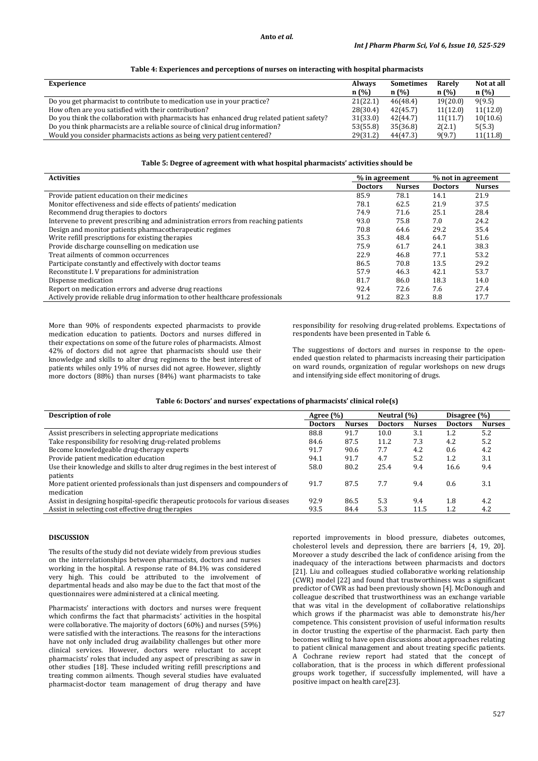**Table 4: Experiences and perceptions of nurses on interacting with hospital pharmacists**

| Experience | Always n (%) | Sometimes n (%) | Rarely n (%) | Not at all n (%) |
|---|---|---|---|---|
| Do you get pharmacist to contribute to medication use in your practice? | 21(22.1) | 46(48.4) | 19(20.0) | 9(9.5) |
| How often are you satisfied with their contribution? | 28(30.4) | 42(45.7) | 11(12.0) | 11(12.0) |
| Do you think the collaboration with pharmacists has enhanced drug related patient safety? | 31(33.0) | 42(44.7) | 11(11.7) | 10(10.6) |
| Do you think pharmacists are a reliable source of drug information? | 53(55.8) | 35(36.8) | 2(2.1) | 5(5.3) |
| Would you consider pharmacists actions as being very patient centered? | 29(31.2) | 44(47.3) | 9(9.7) | 11(11.8) |

**Table 5: Degree of agreement with what hospital pharmacists' activities should be**

| Activities | % in agreement | | % not in agreement | |
|---|---|---|---|---|
| | Doctors | Nurses | Doctors | Nurses |
| Provide patient education on their medicines | 85.9 | 78.1 | 14.1 | 21.9 |
| Monitor effectiveness and side effects of patients' medication | 78.1 | 62.5 | 21.9 | 37.5 |
| Recommend drug therapies to doctors | 74.9 | 71.6 | 25.1 | 28.4 |
| Intervene to prevent prescribing and administration errors from reaching patients | 93.0 | 75.8 | 7.0 | 24.2 |
| Design and monitor patients pharmacotherapeutic regimes | 70.8 | 64.6 | 29.2 | 35.4 |
| Write refill prescriptions for existing therapies | 35.3 | 48.4 | 64.7 | 51.6 |
| Provide discharge counselling on medication use | 75.9 | 61.7 | 24.1 | 38.3 |
| Treat ailments of common occurrences | 22.9 | 46.8 | 77.1 | 53.2 |
| Participate constantly and effectively with doctor teams | 86.5 | 70.8 | 13.5 | 29.2 |
| Reconstitute I. V preparations for administration | 57.9 | 46.3 | 42.1 | 53.7 |
| Dispense medication | 81.7 | 86.0 | 18.3 | 14.0 |
| Report on medication errors and adverse drug reactions | 92.4 | 72.6 | 7.6 | 27.4 |
| Actively provide reliable drug information to other healthcare professionals | 91.2 | 82.3 | 8.8 | 17.7 |

More than 90% of respondents expected pharmacists to provide medication education to patients. Doctors and nurses differed in their expectations on some of the future roles of pharmacists. Almost 42% of doctors did not agree that pharmacists should use their knowledge and skills to alter drug regimens to the best interest of patients whiles only 19% of nurses did not agree. However, slightly more doctors (88%) than nurses (84%) want pharmacists to take responsibility for resolving drug-related problems. Expectations of respondents have been presented in Table 6.

The suggestions of doctors and nurses in response to the open-ended question related to pharmacists increasing their participation on ward rounds, organization of regular workshops on new drugs and intensifying side effect monitoring of drugs.

**Table 6: Doctors' and nurses' expectations of pharmacists' clinical role(s)**

| Description of role | Agree (%) | | Neutral (%) | | Disagree (%) | |
|---|---|---|---|---|---|---|
| | Doctors | Nurses | Doctors | Nurses | Doctors | Nurses |
| Assist prescribers in selecting appropriate medications | 88.8 | 91.7 | 10.0 | 3.1 | 1.2 | 5.2 |
| Take responsibility for resolving drug-related problems | 84.6 | 87.5 | 11.2 | 7.3 | 4.2 | 5.2 |
| Become knowledgeable drug-therapy experts | 91.7 | 90.6 | 7.7 | 4.2 | 0.6 | 4.2 |
| Provide patient medication education | 94.1 | 91.7 | 4.7 | 5.2 | 1.2 | 3.1 |
| Use their knowledge and skills to alter drug regimes in the best interest of patients | 58.0 | 80.2 | 25.4 | 9.4 | 16.6 | 9.4 |
| More patient oriented professionals than just dispensers and compounders of medication | 91.7 | 87.5 | 7.7 | 9.4 | 0.6 | 3.1 |
| Assist in designing hospital-specific therapeutic protocols for various diseases | 92.9 | 86.5 | 5.3 | 9.4 | 1.8 | 4.2 |
| Assist in selecting cost effective drug therapies | 93.5 | 84.4 | 5.3 | 11.5 | 1.2 | 4.2 |

## DISCUSSION

The results of the study did not deviate widely from previous studies on the interrelationships between pharmacists, doctors and nurses working in the hospital. A response rate of 84.1% was considered very high. This could be attributed to the involvement of departmental heads and also may be due to the fact that most of the questionnaires were administered at a clinical meeting.

Pharmacists' interactions with doctors and nurses were frequent which confirms the fact that pharmacists' activities in the hospital were collaborative. The majority of doctors (60%) and nurses (59%) were satisfied with the interactions. The reasons for the interactions have not only included drug availability challenges but other more clinical services. However, doctors were reluctant to accept pharmacists' roles that included any aspect of prescribing as saw in other studies [18]. These included writing refill prescriptions and treating common ailments. Though several studies have evaluated pharmacist-doctor team management of drug therapy and have reported improvements in blood pressure, diabetes outcomes, cholesterol levels and depression, there are barriers [4, 19, 20]. Moreover a study described the lack of confidence arising from the inadequacy of the interactions between pharmacists and doctors [21]. Liu and colleagues studied collaborative working relationship (CWR) model [22] and found that trustworthiness was a significant predictor of CWR as had been previously shown [4]. McDonough and colleague described that trustworthiness was an exchange variable that was vital in the development of collaborative relationships which grows if the pharmacist was able to demonstrate his/her competence. This consistent provision of useful information results in doctor trusting the expertise of the pharmacist. Each party then becomes willing to have open discussions about approaches relating to patient clinical management and about treating specific patients. A Cochrane review report had stated that the concept of collaboration, that is the process in which different professional groups work together, if successfully implemented, will have a positive impact on health care[23].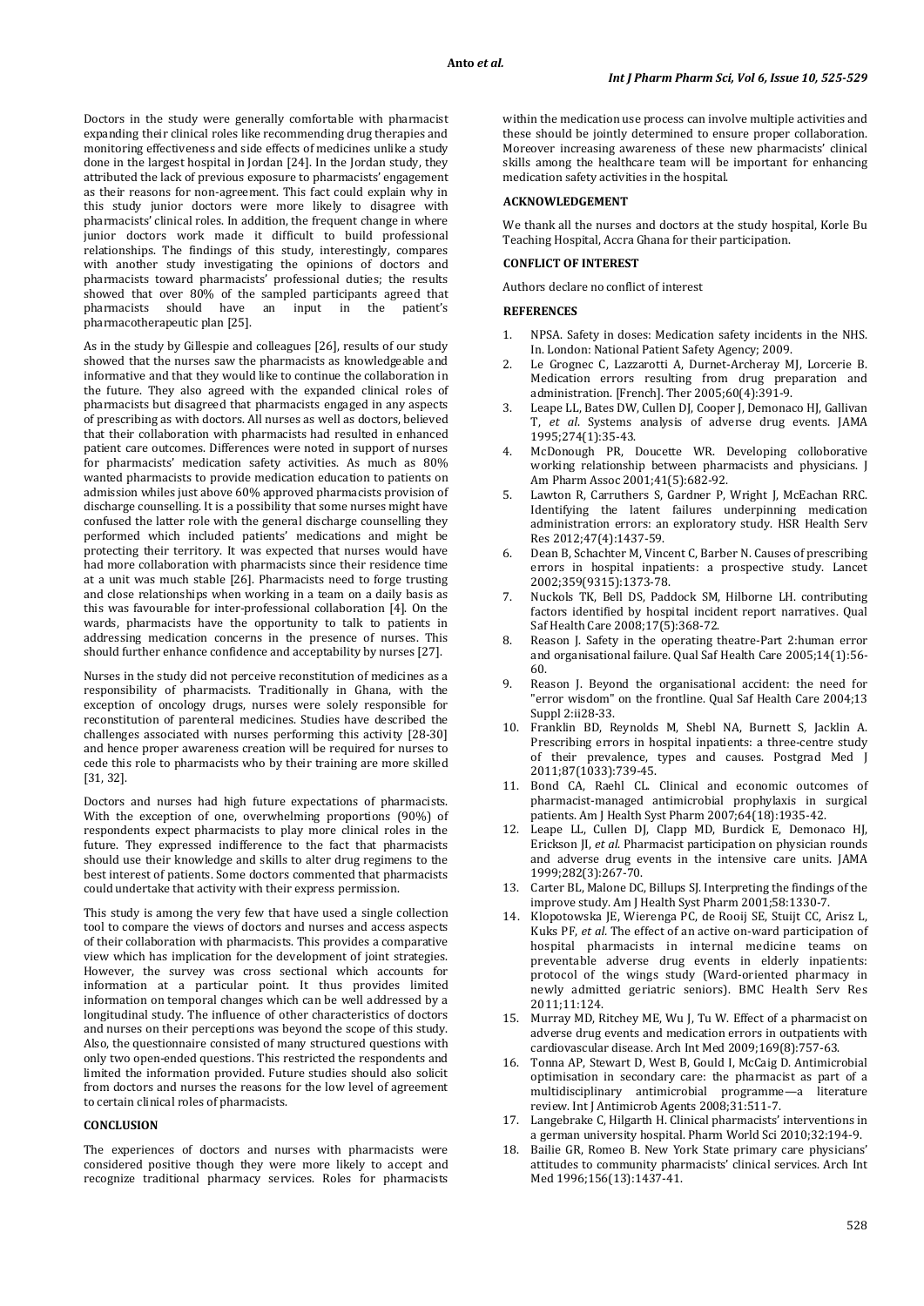Doctors in the study were generally comfortable with pharmacist expanding their clinical roles like recommending drug therapies and monitoring effectiveness and side effects of medicines unlike a study done in the largest hospital in Jordan [24]. In the Jordan study, they attributed the lack of previous exposure to pharmacists' engagement as their reasons for non-agreement. This fact could explain why in this study junior doctors were more likely to disagree with pharmacists' clinical roles. In addition, the frequent change in where junior doctors work made it difficult to build professional relationships. The findings of this study, interestingly, compares with another study investigating the opinions of doctors and pharmacists toward pharmacists' professional duties; the results showed that over 80% of the sampled participants agreed that pharmacists should have an input in the patient's pharmacotherapeutic plan [25].

As in the study by Gillespie and colleagues [26], results of our study showed that the nurses saw the pharmacists as knowledgeable and informative and that they would like to continue the collaboration in the future. They also agreed with the expanded clinical roles of pharmacists but disagreed that pharmacists engaged in any aspects of prescribing as with doctors. All nurses as well as doctors, believed that their collaboration with pharmacists had resulted in enhanced patient care outcomes. Differences were noted in support of nurses for pharmacists' medication safety activities. As much as 80% wanted pharmacists to provide medication education to patients on admission whiles just above 60% approved pharmacists provision of discharge counselling. It is a possibility that some nurses might have confused the latter role with the general discharge counselling they performed which included patients' medications and might be protecting their territory. It was expected that nurses would have had more collaboration with pharmacists since their residence time at a unit was much stable [26]. Pharmacists need to forge trusting and close relationships when working in a team on a daily basis as this was favourable for inter-professional collaboration [4]. On the wards, pharmacists have the opportunity to talk to patients in addressing medication concerns in the presence of nurses. This should further enhance confidence and acceptability by nurses [27].

Nurses in the study did not perceive reconstitution of medicines as a responsibility of pharmacists. Traditionally in Ghana, with the exception of oncology drugs, nurses were solely responsible for reconstitution of parenteral medicines. Studies have described the challenges associated with nurses performing this activity [28-30] and hence proper awareness creation will be required for nurses to cede this role to pharmacists who by their training are more skilled [31, 32].

Doctors and nurses had high future expectations of pharmacists. With the exception of one, overwhelming proportions (90%) of respondents expect pharmacists to play more clinical roles in the future. They expressed indifference to the fact that pharmacists should use their knowledge and skills to alter drug regimens to the best interest of patients. Some doctors commented that pharmacists could undertake that activity with their express permission.

This study is among the very few that have used a single collection tool to compare the views of doctors and nurses and access aspects of their collaboration with pharmacists. This provides a comparative view which has implication for the development of joint strategies. However, the survey was cross sectional which accounts for information at a particular point. It thus provides limited information on temporal changes which can be well addressed by a longitudinal study. The influence of other characteristics of doctors and nurses on their perceptions was beyond the scope of this study. Also, the questionnaire consisted of many structured questions with only two open-ended questions. This restricted the respondents and limited the information provided. Future studies should also solicit from doctors and nurses the reasons for the low level of agreement to certain clinical roles of pharmacists.

## CONCLUSION

The experiences of doctors and nurses with pharmacists were considered positive though they were more likely to accept and recognize traditional pharmacy services. Roles for pharmacists within the medication use process can involve multiple activities and these should be jointly determined to ensure proper collaboration. Moreover increasing awareness of these new pharmacists' clinical skills among the healthcare team will be important for enhancing medication safety activities in the hospital.

## ACKNOWLEDGEMENT

We thank all the nurses and doctors at the study hospital, Korle Bu Teaching Hospital, Accra Ghana for their participation.

## CONFLICT OF INTEREST

Authors declare no conflict of interest

## REFERENCES

1. NPSA. Safety in doses: Medication safety incidents in the NHS. In. London: National Patient Safety Agency; 2009.
2. Le Grognec C, Lazzarotti A, Durnet-Archeray MJ, Lorcerie B. Medication errors resulting from drug preparation and administration. [French]. Ther 2005;60(4):391-9.
3. Leape LL, Bates DW, Cullen DJ, Cooper J, Demonaco HJ, Gallivan T, *et al*. Systems analysis of adverse drug events. JAMA 1995;274(1):35-43.
4. McDonough PR, Doucette WR. Developing colloborative working relationship between pharmacists and physicians. J Am Pharm Assoc 2001;41(5):682-92.
5. Lawton R, Carruthers S, Gardner P, Wright J, McEachan RRC. Identifying the latent failures underpinning medication administration errors: an exploratory study. HSR Health Serv Res 2012;47(4):1437-59.
6. Dean B, Schachter M, Vincent C, Barber N. Causes of prescribing errors in hospital inpatients: a prospective study. Lancet 2002;359(9315):1373-78.
7. Nuckols TK, Bell DS, Paddock SM, Hilborne LH. contributing factors identified by hospital incident report narratives. Qual Saf Health Care 2008;17(5):368-72.
8. Reason J. Safety in the operating theatre-Part 2:human error and organisational failure. Qual Saf Health Care 2005;14(1):56-60.
9. Reason J. Beyond the organisational accident: the need for "error wisdom" on the frontline. Qual Saf Health Care 2004;13 Suppl 2:ii28-33.
10. Franklin BD, Reynolds M, Shebl NA, Burnett S, Jacklin A. Prescribing errors in hospital inpatients: a three-centre study of their prevalence, types and causes. Postgrad Med J 2011;87(1033):739-45.
11. Bond CA, Raehl CL. Clinical and economic outcomes of pharmacist-managed antimicrobial prophylaxis in surgical patients. Am J Health Syst Pharm 2007;64(18):1935-42.
12. Leape LL, Cullen DJ, Clapp MD, Burdick E, Demonaco HJ, Erickson JI, *et al*. Pharmacist participation on physician rounds and adverse drug events in the intensive care units. JAMA 1999;282(3):267-70.
13. Carter BL, Malone DC, Billups SJ. Interpreting the findings of the improve study. Am J Health Syst Pharm 2001;58:1330-7.
14. Klopotowska JE, Wierenga PC, de Rooij SE, Stuijt CC, Arisz L, Kuks PF, *et al*. The effect of an active on-ward participation of hospital pharmacists in internal medicine teams on preventable adverse drug events in elderly inpatients: protocol of the wings study (Ward-oriented pharmacy in newly admitted geriatric seniors). BMC Health Serv Res 2011;11:124.
15. Murray MD, Ritchey ME, Wu J, Tu W. Effect of a pharmacist on adverse drug events and medication errors in outpatients with cardiovascular disease. Arch Int Med 2009;169(8):757-63.
16. Tonna AP, Stewart D, West B, Gould I, McCaig D. Antimicrobial optimisation in secondary care: the pharmacist as part of a multidisciplinary antimicrobial programme—a literature review. Int J Antimicrob Agents 2008;31:511-7.
17. Langebrake C, Hilgarth H. Clinical pharmacists' interventions in a german university hospital. Pharm World Sci 2010;32:194-9.
18. Bailie GR, Romeo B. New York State primary care physicians' attitudes to community pharmacists' clinical services. Arch Int Med 1996;156(13):1437-41.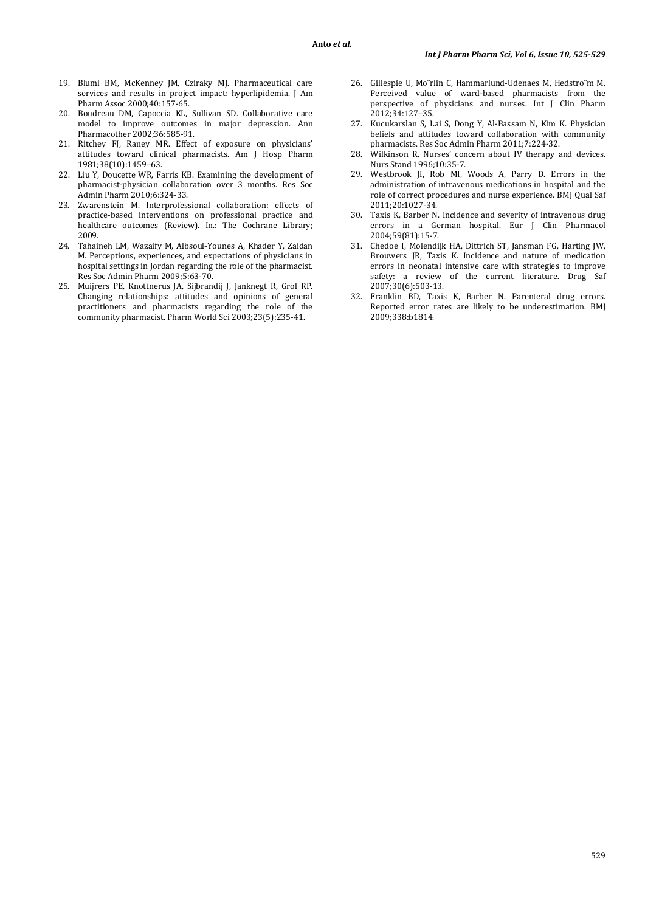19. Bluml BM, McKenney JM, Cziraky MJ. Pharmaceutical care services and results in project impact: hyperlipidemia. J Am Pharm Assoc 2000;40:157-65.
20. Boudreau DM, Capoccia KL, Sullivan SD. Collaborative care model to improve outcomes in major depression. Ann Pharmacother 2002;36:585-91.
21. Ritchey FJ, Raney MR. Effect of exposure on physicians' attitudes toward clinical pharmacists. Am J Hosp Pharm 1981;38(10):1459–63.
22. Liu Y, Doucette WR, Farris KB. Examining the development of pharmacist-physician collaboration over 3 months. Res Soc Admin Pharm 2010;6:324-33.
23. Zwarenstein M. Interprofessional collaboration: effects of practice-based interventions on professional practice and healthcare outcomes (Review). In.: The Cochrane Library; 2009.
24. Tahaineh LM, Wazaify M, Albsoul-Younes A, Khader Y, Zaidan M. Perceptions, experiences, and expectations of physicians in hospital settings in Jordan regarding the role of the pharmacist. Res Soc Admin Pharm 2009;5:63-70.
25. Muijrers PE, Knottnerus JA, Sijbrandij J, Janknegt R, Grol RP. Changing relationships: attitudes and opinions of general practitioners and pharmacists regarding the role of the community pharmacist. Pharm World Sci 2003;23(5):235-41.
26. Gillespie U, Mo¨rlin C, Hammarlund-Udenaes M, Hedstro¨m M. Perceived value of ward-based pharmacists from the perspective of physicians and nurses. Int J Clin Pharm 2012;34:127–35.
27. Kucukarslan S, Lai S, Dong Y, Al-Bassam N, Kim K. Physician beliefs and attitudes toward collaboration with community pharmacists. Res Soc Admin Pharm 2011;7:224-32.
28. Wilkinson R. Nurses' concern about IV therapy and devices. Nurs Stand 1996;10:35-7.
29. Westbrook JI, Rob MI, Woods A, Parry D. Errors in the administration of intravenous medications in hospital and the role of correct procedures and nurse experience. BMJ Qual Saf 2011;20:1027-34.
30. Taxis K, Barber N. Incidence and severity of intravenous drug errors in a German hospital. Eur J Clin Pharmacol 2004;59(81):15-7.
31. Chedoe I, Molendijk HA, Dittrich ST, Jansman FG, Harting JW, Brouwers JR, Taxis K. Incidence and nature of medication errors in neonatal intensive care with strategies to improve safety: a review of the current literature. Drug Saf 2007;30(6):503-13.
32. Franklin BD, Taxis K, Barber N. Parenteral drug errors. Reported error rates are likely to be underestimation. BMJ 2009;338:b1814.